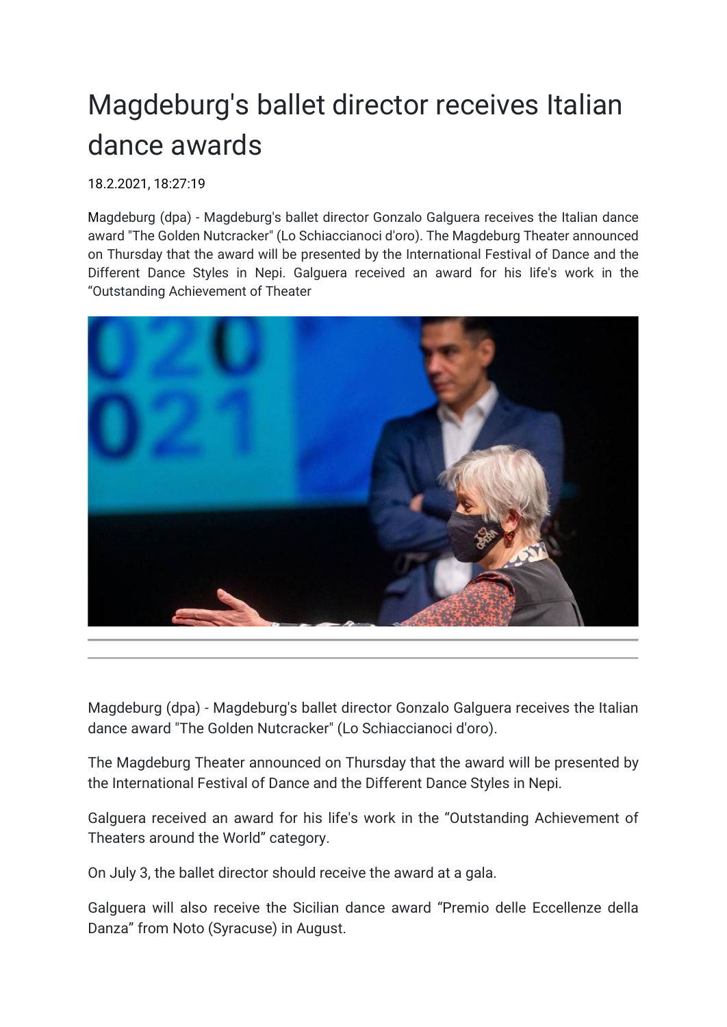# Magdeburg's ballet director receives Italian dance awards

18.2.2021, 18:27:19

Magdeburg (dpa) - Magdeburg's ballet director Gonzalo Galguera receives the Italian dance award "The Golden Nutcracker" (Lo Schiaccianoci d'oro). The Magdeburg Theater announced on Thursday that the award will be presented by the International Festival of Dance and the Different Dance Styles in Nepi. Galguera received an award for his life's work in the “Outstanding Achievement of Theater

Magdeburg (dpa) - Magdeburg's ballet director Gonzalo Galguera receives the Italian dance award "The Golden Nutcracker" (Lo Schiaccianoci d'oro).

The Magdeburg Theater announced on Thursday that the award will be presented by the International Festival of Dance and the Different Dance Styles in Nepi.

Galguera received an award for his life's work in the “Outstanding Achievement of Theaters around the World” category.

On July 3, the ballet director should receive the award at a gala.

Galguera will also receive the Sicilian dance award “Premio delle Eccellenze della Danza” from Noto (Syracuse) in August.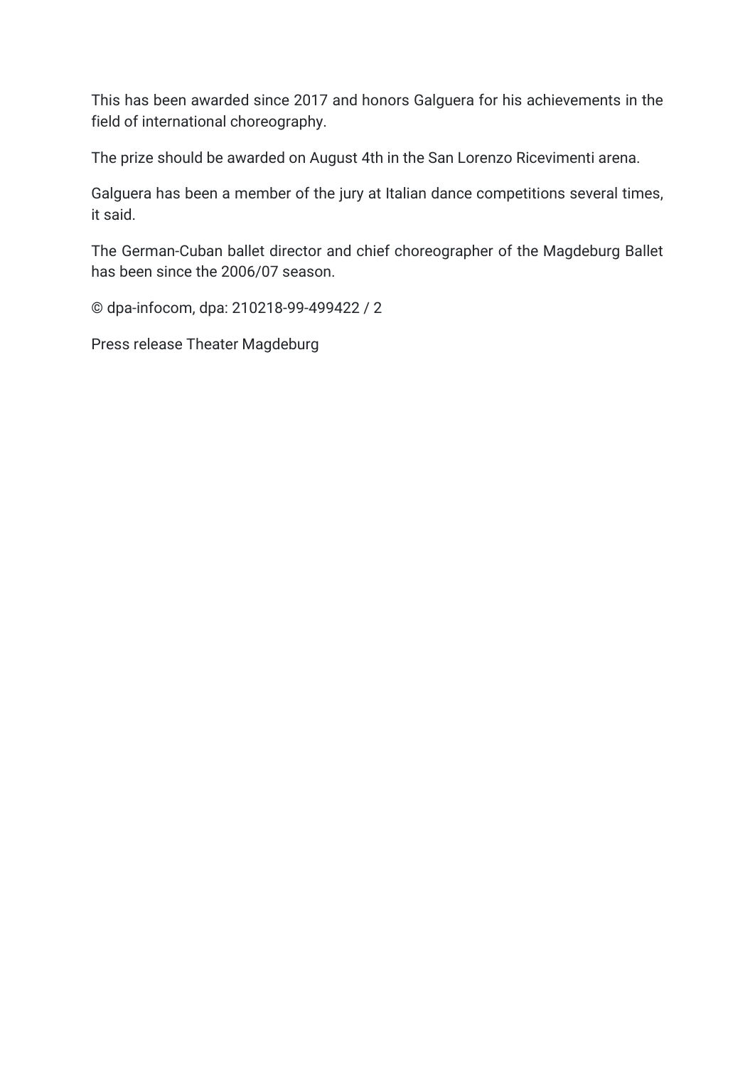This has been awarded since 2017 and honors Galguera for his achievements in the field of international choreography.

The prize should be awarded on August 4th in the San Lorenzo Ricevimenti arena.

Galguera has been a member of the jury at Italian dance competitions several times, it said.

The German-Cuban ballet director and chief choreographer of the Magdeburg Ballet has been since the 2006/07 season.

© dpa-infocom, dpa: 210218-99-499422 / 2

Press release Theater Magdeburg